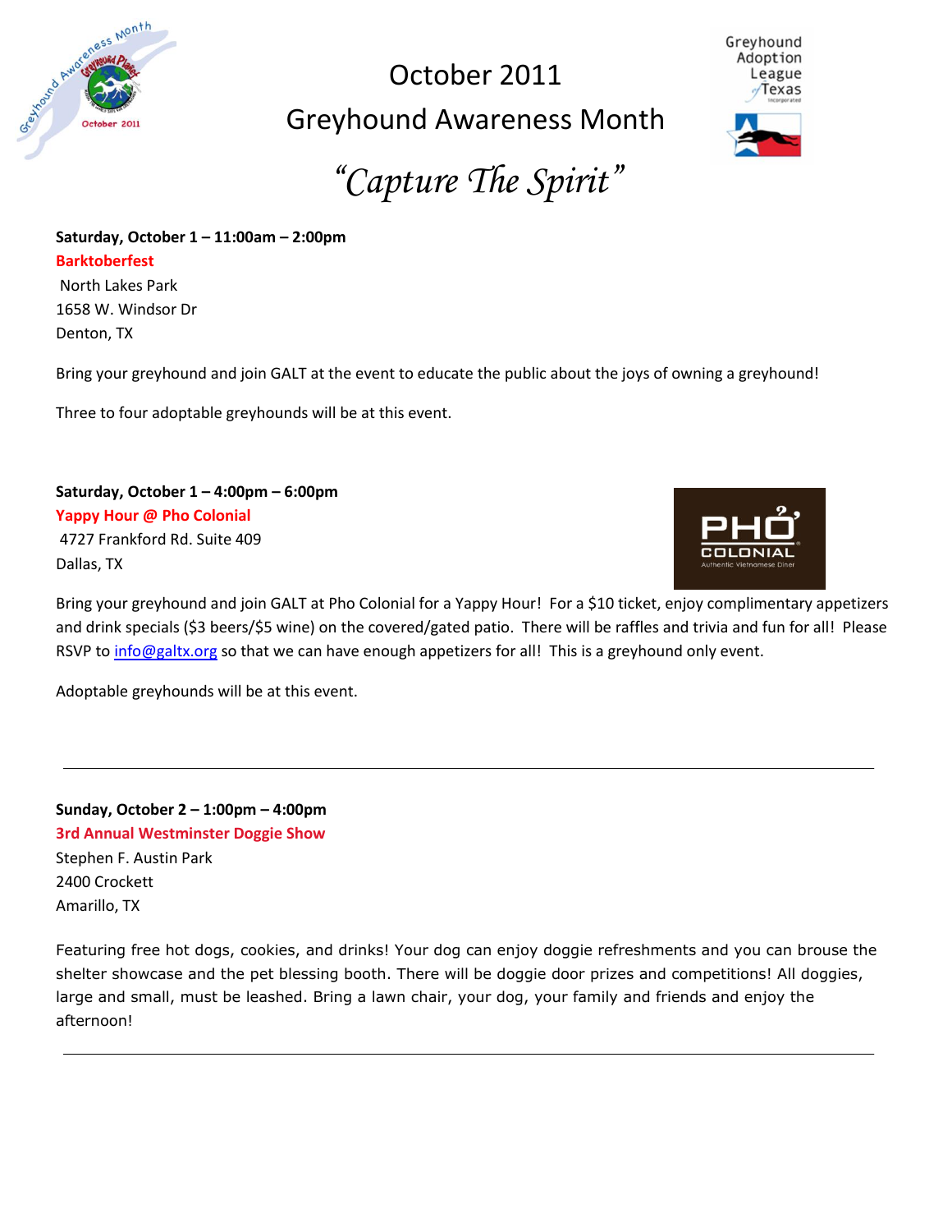# October 2011

# Greyhound Awareness Month

## *"Capture The Spirit"*

**Saturday, October 1 – 11:00am – 2:00pm**

**Barktoberfest**

North Lakes Park
1658 W. Windsor Dr
Denton, TX

Bring your greyhound and join GALT at the event to educate the public about the joys of owning a greyhound!

Three to four adoptable greyhounds will be at this event.

**Saturday, October 1 – 4:00pm – 6:00pm**

**Yappy Hour @ Pho Colonial**

4727 Frankford Rd. Suite 409
Dallas, TX

Bring your greyhound and join GALT at Pho Colonial for a Yappy Hour! For a $10 ticket, enjoy complimentary appetizers and drink specials ($3 beers/$5 wine) on the covered/gated patio. There will be raffles and trivia and fun for all! Please RSVP to info@galtx.org so that we can have enough appetizers for all! This is a greyhound only event.

Adoptable greyhounds will be at this event.

---

**Sunday, October 2 – 1:00pm – 4:00pm**

**3rd Annual Westminster Doggie Show**

Stephen F. Austin Park
2400 Crockett
Amarillo, TX

Featuring free hot dogs, cookies, and drinks! Your dog can enjoy doggie refreshments and you can brouse the shelter showcase and the pet blessing booth. There will be doggie door prizes and competitions! All doggies, large and small, must be leashed. Bring a lawn chair, your dog, your family and friends and enjoy the afternoon!

---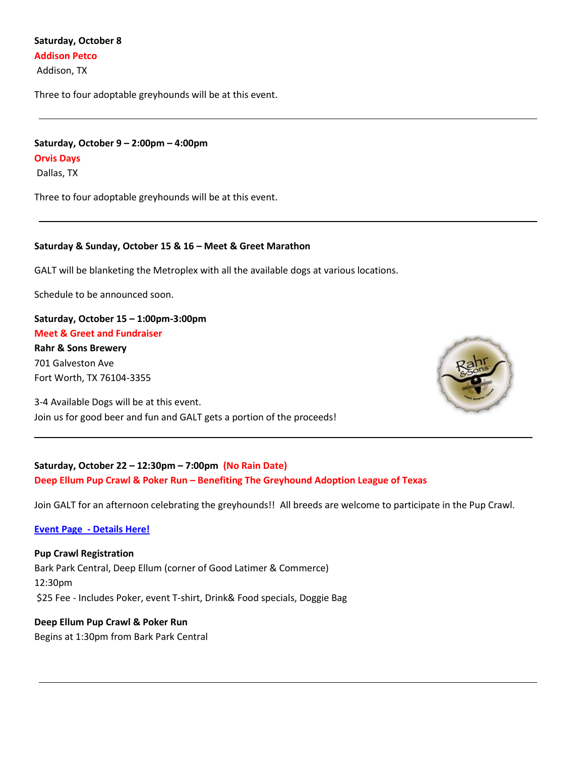**Saturday, October 8**

**Addison Petco**

Addison, TX

Three to four adoptable greyhounds will be at this event.

---

**Saturday, October 9 – 2:00pm – 4:00pm**

**Orvis Days**

Dallas, TX

Three to four adoptable greyhounds will be at this event.

---

**Saturday & Sunday, October 15 & 16 – Meet & Greet Marathon**

GALT will be blanketing the Metroplex with all the available dogs at various locations.

Schedule to be announced soon.

**Saturday, October 15 – 1:00pm-3:00pm**

**Meet & Greet and Fundraiser**

**Rahr & Sons Brewery**

701 Galveston Ave

Fort Worth, TX 76104-3355

3-4 Available Dogs will be at this event.

Join us for good beer and fun and GALT gets a portion of the proceeds!

---

**Saturday, October 22 – 12:30pm – 7:00pm (No Rain Date)**

**Deep Ellum Pup Crawl & Poker Run – Benefiting The Greyhound Adoption League of Texas**

Join GALT for an afternoon celebrating the greyhounds!! All breeds are welcome to participate in the Pup Crawl.

**Event Page - Details Here!**

**Pup Crawl Registration**

Bark Park Central, Deep Ellum (corner of Good Latimer & Commerce)

12:30pm

$25 Fee - Includes Poker, event T-shirt, Drink& Food specials, Doggie Bag

**Deep Ellum Pup Crawl & Poker Run**

Begins at 1:30pm from Bark Park Central

---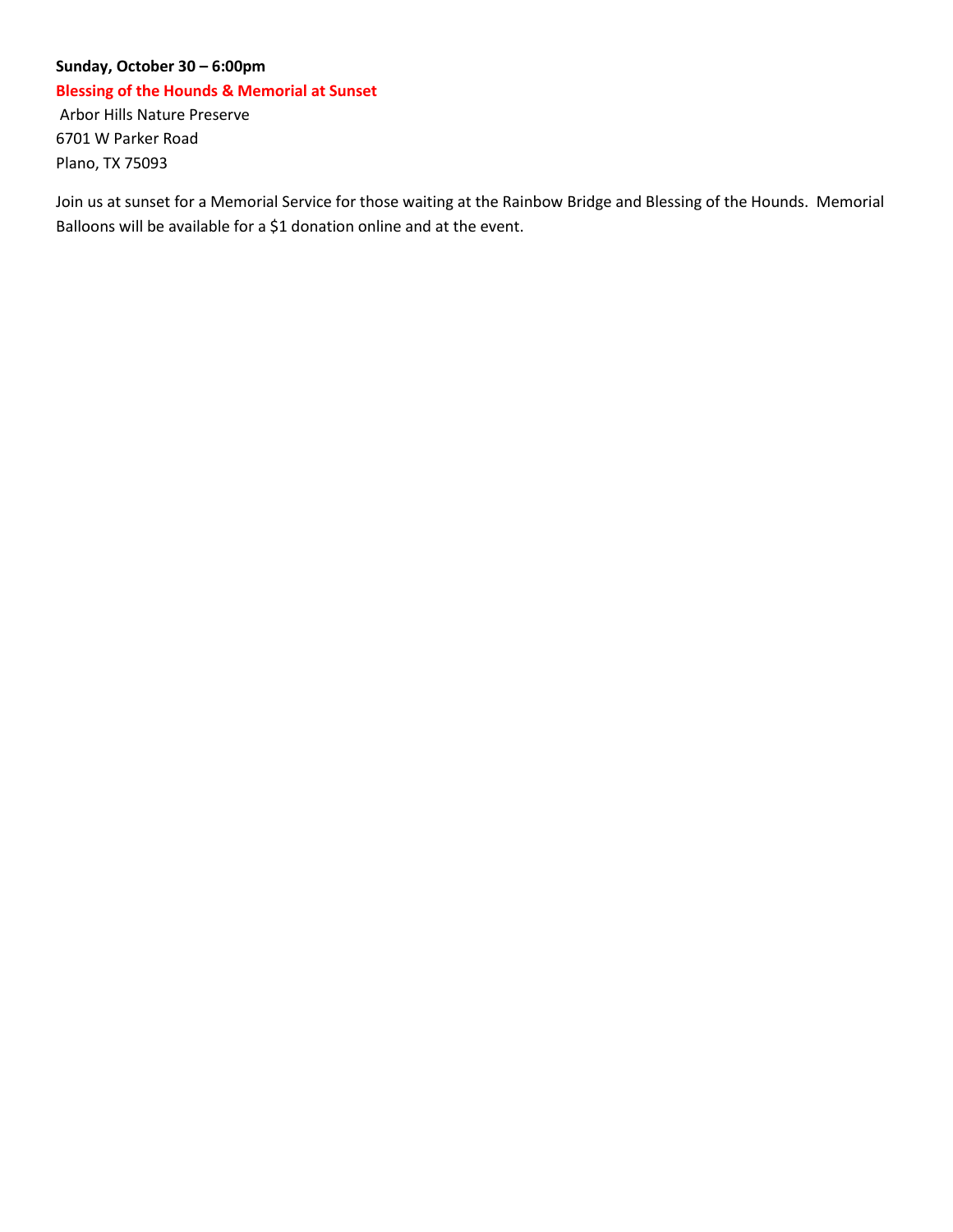**Sunday, October 30 – 6:00pm**

**Blessing of the Hounds & Memorial at Sunset**

Arbor Hills Nature Preserve
6701 W Parker Road
Plano, TX 75093

Join us at sunset for a Memorial Service for those waiting at the Rainbow Bridge and Blessing of the Hounds. Memorial Balloons will be available for a $1 donation online and at the event.